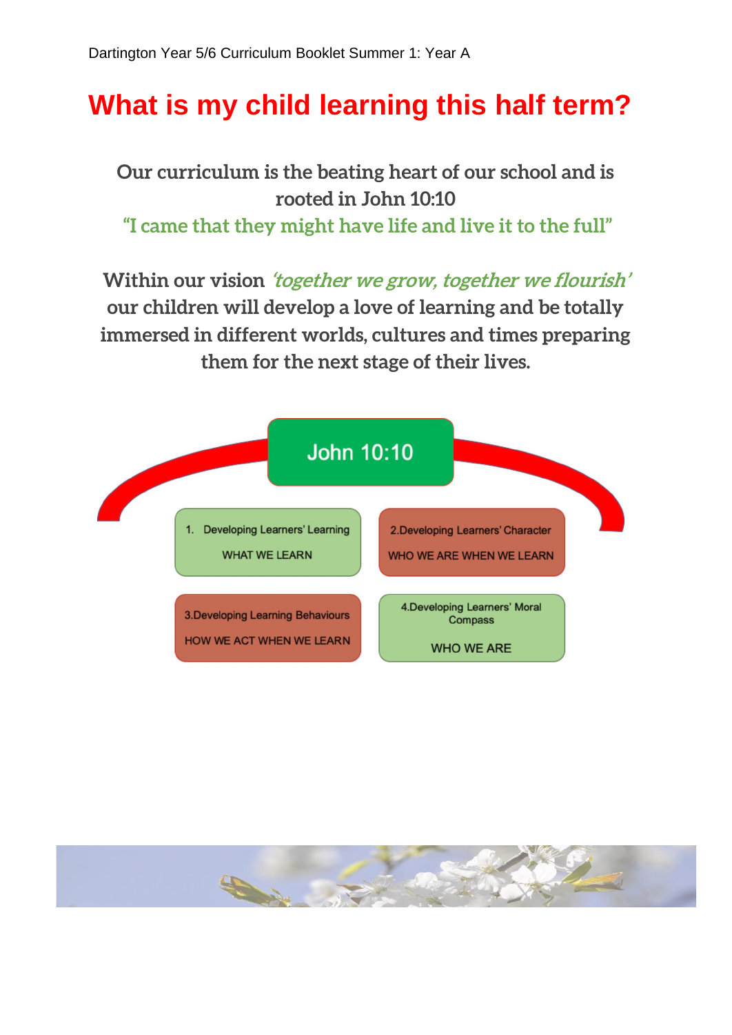Dartington Year 5/6 Curriculum Booklet Summer 1: Year A

# What is my child learning this half term?

**Our curriculum is the beating heart of our school and is rooted in John 10:10**

**"I came that they might have life and live it to the full"**

**Within our vision *'together we grow, together we flourish'* our children will develop a love of learning and be totally immersed in different worlds, cultures and times preparing them for the next stage of their lives.**

**John 10:10**

1. Developing Learners' Learning
   WHAT WE LEARN

2. Developing Learners' Character
   WHO WE ARE WHEN WE LEARN

3. Developing Learning Behaviours
   HOW WE ACT WHEN WE LEARN

4. Developing Learners' Moral Compass
   WHO WE ARE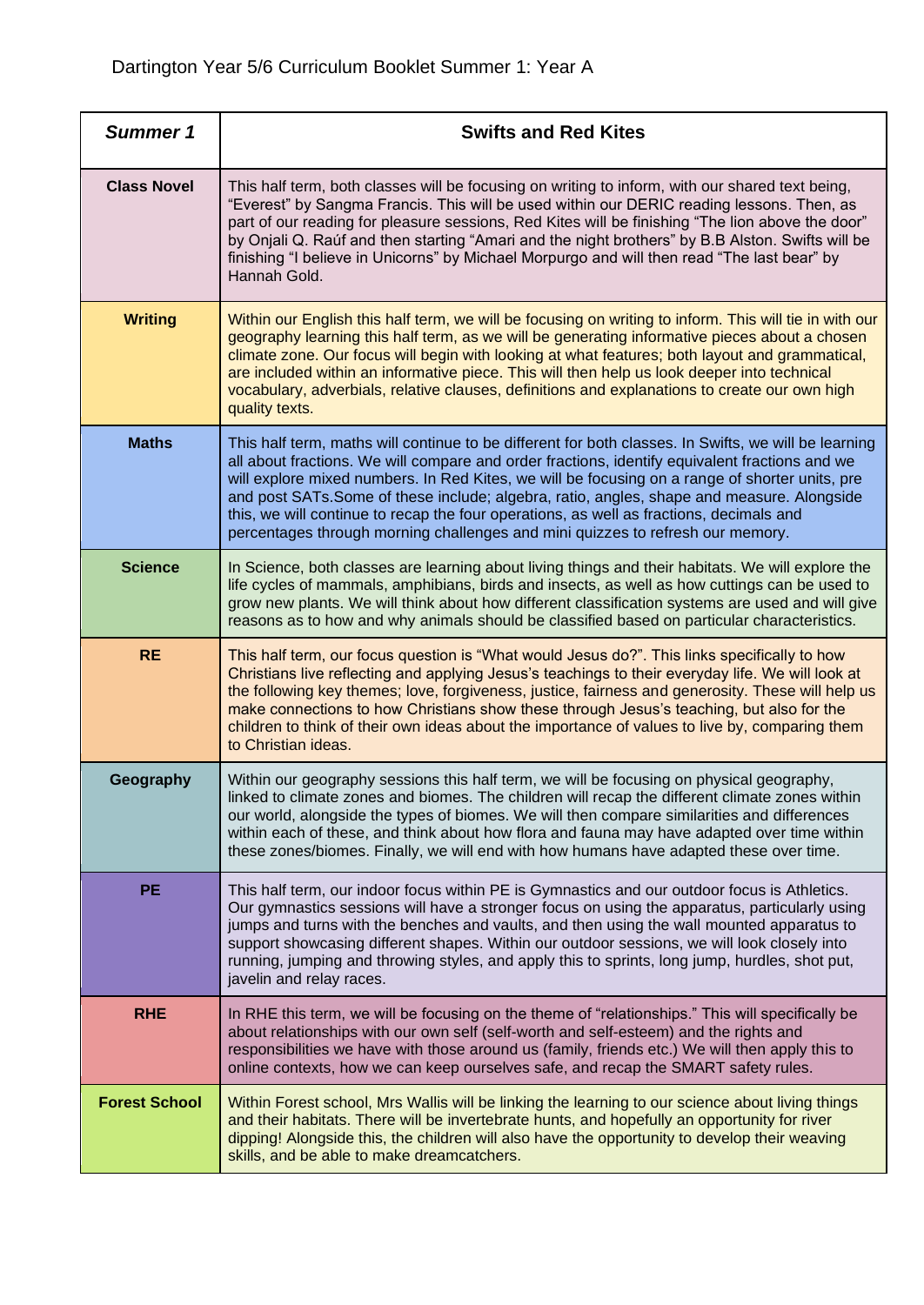Dartington Year 5/6 Curriculum Booklet Summer 1: Year A

| *Summer 1* | Swifts and Red Kites |
|---|---|
| **Class Novel** | This half term, both classes will be focusing on writing to inform, with our shared text being, "Everest" by Sangma Francis. This will be used within our DERIC reading lessons. Then, as part of our reading for pleasure sessions, Red Kites will be finishing "The lion above the door" by Onjali Q. Raúf and then starting "Amari and the night brothers" by B.B Alston. Swifts will be finishing "I believe in Unicorns" by Michael Morpurgo and will then read "The last bear" by Hannah Gold. |
| **Writing** | Within our English this half term, we will be focusing on writing to inform. This will tie in with our geography learning this half term, as we will be generating informative pieces about a chosen climate zone. Our focus will begin with looking at what features; both layout and grammatical, are included within an informative piece. This will then help us look deeper into technical vocabulary, adverbials, relative clauses, definitions and explanations to create our own high quality texts. |
| **Maths** | This half term, maths will continue to be different for both classes. In Swifts, we will be learning all about fractions. We will compare and order fractions, identify equivalent fractions and we will explore mixed numbers. In Red Kites, we will be focusing on a range of shorter units, pre and post SATs.Some of these include; algebra, ratio, angles, shape and measure. Alongside this, we will continue to recap the four operations, as well as fractions, decimals and percentages through morning challenges and mini quizzes to refresh our memory. |
| **Science** | In Science, both classes are learning about living things and their habitats. We will explore the life cycles of mammals, amphibians, birds and insects, as well as how cuttings can be used to grow new plants. We will think about how different classification systems are used and will give reasons as to how and why animals should be classified based on particular characteristics. |
| **RE** | This half term, our focus question is "What would Jesus do?". This links specifically to how Christians live reflecting and applying Jesus's teachings to their everyday life. We will look at the following key themes; love, forgiveness, justice, fairness and generosity. These will help us make connections to how Christians show these through Jesus's teaching, but also for the children to think of their own ideas about the importance of values to live by, comparing them to Christian ideas. |
| **Geography** | Within our geography sessions this half term, we will be focusing on physical geography, linked to climate zones and biomes. The children will recap the different climate zones within our world, alongside the types of biomes. We will then compare similarities and differences within each of these, and think about how flora and fauna may have adapted over time within these zones/biomes. Finally, we will end with how humans have adapted these over time. |
| **PE** | This half term, our indoor focus within PE is Gymnastics and our outdoor focus is Athletics. Our gymnastics sessions will have a stronger focus on using the apparatus, particularly using jumps and turns with the benches and vaults, and then using the wall mounted apparatus to support showcasing different shapes. Within our outdoor sessions, we will look closely into running, jumping and throwing styles, and apply this to sprints, long jump, hurdles, shot put, javelin and relay races. |
| **RHE** | In RHE this term, we will be focusing on the theme of "relationships." This will specifically be about relationships with our own self (self-worth and self-esteem) and the rights and responsibilities we have with those around us (family, friends etc.) We will then apply this to online contexts, how we can keep ourselves safe, and recap the SMART safety rules. |
| **Forest School** | Within Forest school, Mrs Wallis will be linking the learning to our science about living things and their habitats. There will be invertebrate hunts, and hopefully an opportunity for river dipping! Alongside this, the children will also have the opportunity to develop their weaving skills, and be able to make dreamcatchers. |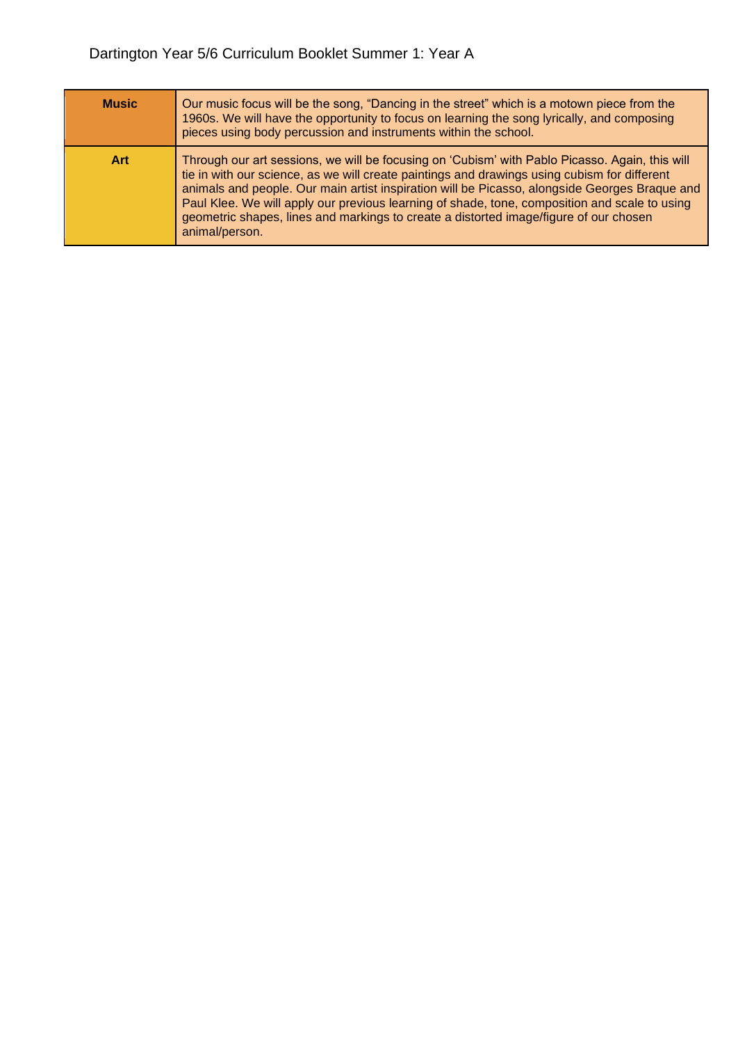Dartington Year 5/6 Curriculum Booklet Summer 1: Year A

| | |
|---|---|
| **Music** | Our music focus will be the song, "Dancing in the street" which is a motown piece from the 1960s. We will have the opportunity to focus on learning the song lyrically, and composing pieces using body percussion and instruments within the school. |
| **Art** | Through our art sessions, we will be focusing on 'Cubism' with Pablo Picasso. Again, this will tie in with our science, as we will create paintings and drawings using cubism for different animals and people. Our main artist inspiration will be Picasso, alongside Georges Braque and Paul Klee. We will apply our previous learning of shade, tone, composition and scale to using geometric shapes, lines and markings to create a distorted image/figure of our chosen animal/person. |